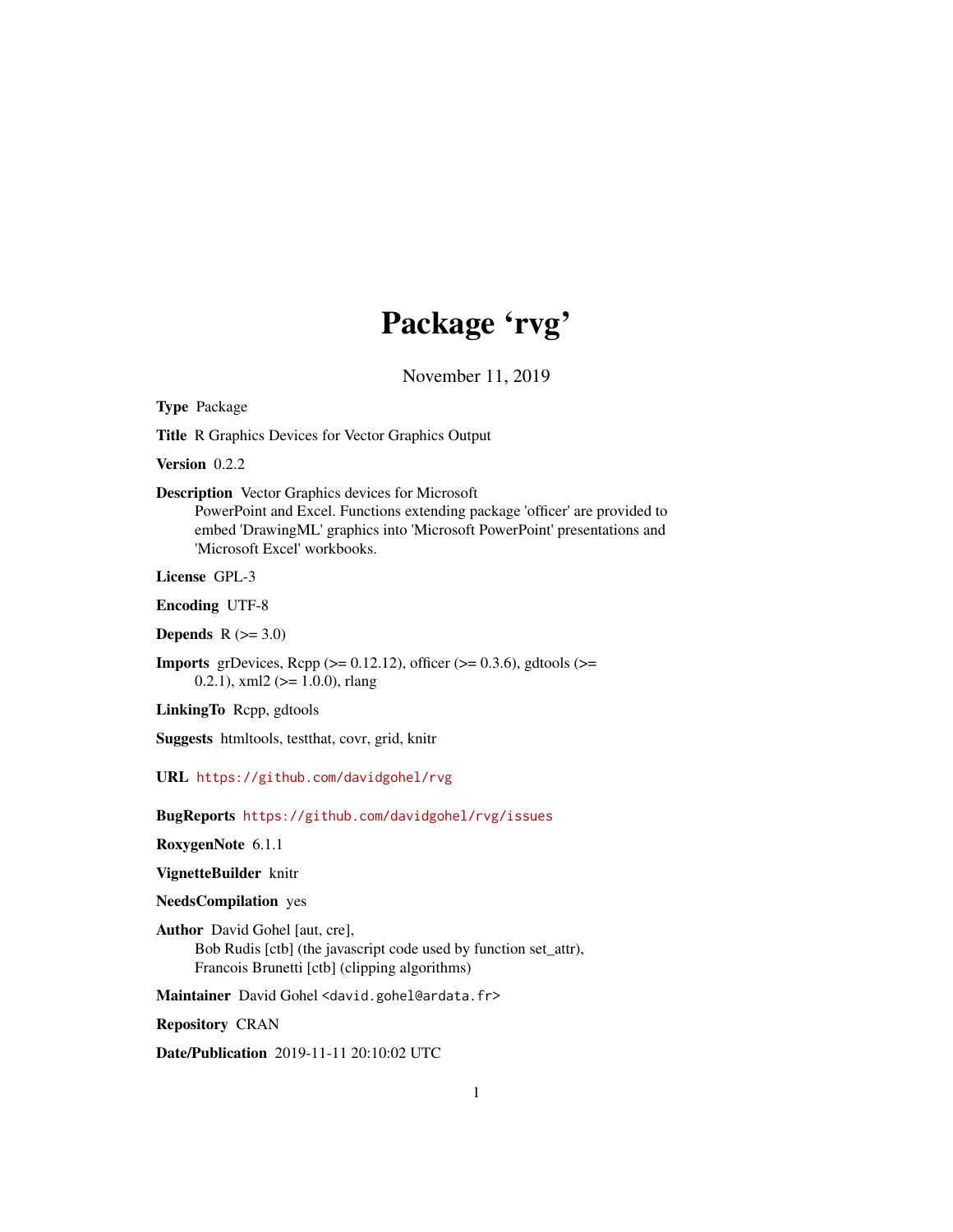# Package 'rvg'

November 11, 2019

**Type** Package

**Title** R Graphics Devices for Vector Graphics Output

**Version** 0.2.2

**Description** Vector Graphics devices for Microsoft
PowerPoint and Excel. Functions extending package 'officer' are provided to
embed 'DrawingML' graphics into 'Microsoft PowerPoint' presentations and
'Microsoft Excel' workbooks.

**License** GPL-3

**Encoding** UTF-8

**Depends** R (>= 3.0)

**Imports** grDevices, Rcpp (>= 0.12.12), officer (>= 0.3.6), gdtools (>=
0.2.1), xml2 (>= 1.0.0), rlang

**LinkingTo** Rcpp, gdtools

**Suggests** htmltools, testthat, covr, grid, knitr

**URL** https://github.com/davidgohel/rvg

**BugReports** https://github.com/davidgohel/rvg/issues

**RoxygenNote** 6.1.1

**VignetteBuilder** knitr

**NeedsCompilation** yes

**Author** David Gohel [aut, cre],
Bob Rudis [ctb] (the javascript code used by function set_attr),
Francois Brunetti [ctb] (clipping algorithms)

**Maintainer** David Gohel <david.gohel@ardata.fr>

**Repository** CRAN

**Date/Publication** 2019-11-11 20:10:02 UTC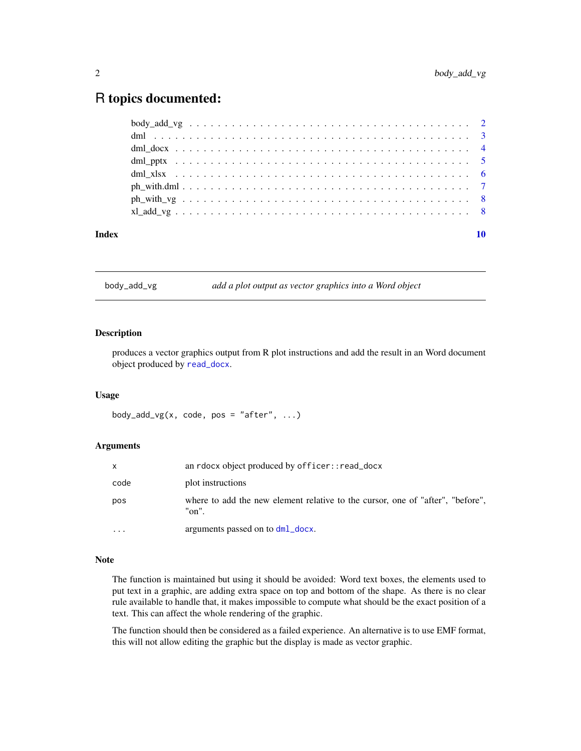# R topics documented:

| | |
|---|---|
| body_add_vg | 2 |
| dml | 3 |
| dml_docx | 4 |
| dml_pptx | 5 |
| dml_xlsx | 6 |
| ph_with.dml | 7 |
| ph_with_vg | 8 |
| xl_add_vg | 8 |
| **Index** | **10** |

---

## body_add_vg — *add a plot output as vector graphics into a Word object*

### Description

produces a vector graphics output from R plot instructions and add the result in an Word document object produced by read_docx.

### Usage

```
body_add_vg(x, code, pos = "after", ...)
```

### Arguments

| | |
|---|---|
| x | an rdocx object produced by officer::read_docx |
| code | plot instructions |
| pos | where to add the new element relative to the cursor, one of "after", "before", "on". |
| ... | arguments passed on to dml_docx. |

### Note

The function is maintained but using it should be avoided: Word text boxes, the elements used to put text in a graphic, are adding extra space on top and bottom of the shape. As there is no clear rule available to handle that, it makes impossible to compute what should be the exact position of a text. This can affect the whole rendering of the graphic.

The function should then be considered as a failed experience. An alternative is to use EMF format, this will not allow editing the graphic but the display is made as vector graphic.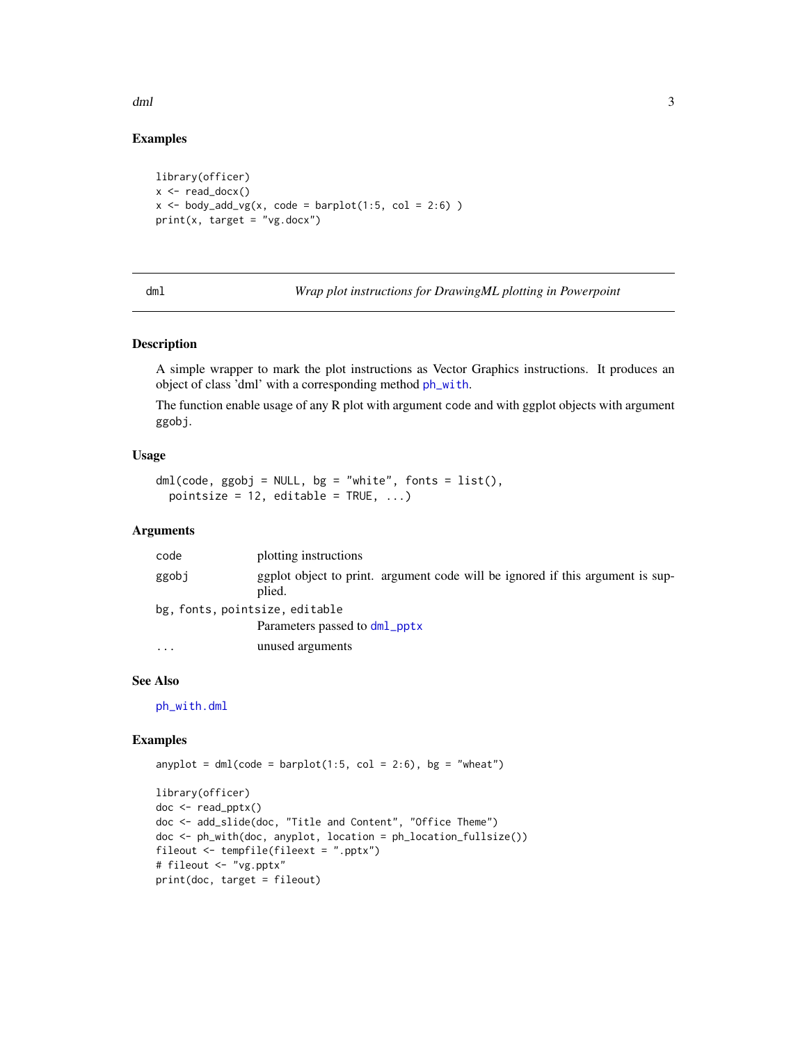### Examples

```
library(officer)
x <- read_docx()
x <- body_add_vg(x, code = barplot(1:5, col = 2:6) )
print(x, target = "vg.docx")
```

---

## dml — *Wrap plot instructions for DrawingML plotting in Powerpoint*

### Description

A simple wrapper to mark the plot instructions as Vector Graphics instructions. It produces an object of class 'dml' with a corresponding method `ph_with`.

The function enable usage of any R plot with argument `code` and with ggplot objects with argument `ggobj`.

### Usage

```
dml(code, ggobj = NULL, bg = "white", fonts = list(),
  pointsize = 12, editable = TRUE, ...)
```

### Arguments

| Argument | Description |
| --- | --- |
| `code` | plotting instructions |
| `ggobj` | ggplot object to print. argument code will be ignored if this argument is supplied. |
| `bg, fonts, pointsize, editable` | Parameters passed to `dml_pptx` |
| `...` | unused arguments |

### See Also

`ph_with.dml`

### Examples

```
anyplot = dml(code = barplot(1:5, col = 2:6), bg = "wheat")

library(officer)
doc <- read_pptx()
doc <- add_slide(doc, "Title and Content", "Office Theme")
doc <- ph_with(doc, anyplot, location = ph_location_fullsize())
fileout <- tempfile(fileext = ".pptx")
# fileout <- "vg.pptx"
print(doc, target = fileout)
```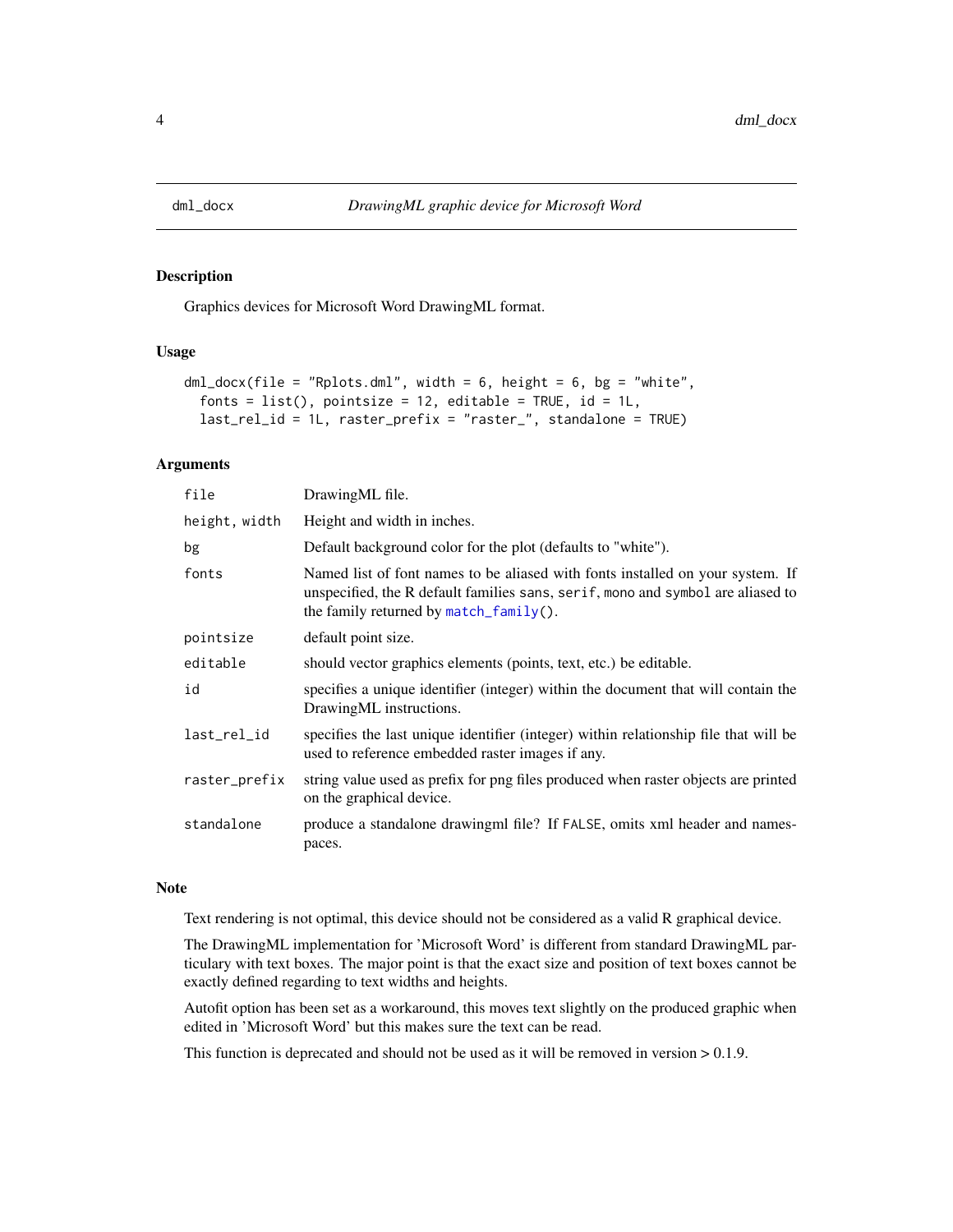# dml_docx — *DrawingML graphic device for Microsoft Word*

## Description

Graphics devices for Microsoft Word DrawingML format.

## Usage

```
dml_docx(file = "Rplots.dml", width = 6, height = 6, bg = "white",
  fonts = list(), pointsize = 12, editable = TRUE, id = 1L,
  last_rel_id = 1L, raster_prefix = "raster_", standalone = TRUE)
```

## Arguments

| | |
|---|---|
| `file` | DrawingML file. |
| `height, width` | Height and width in inches. |
| `bg` | Default background color for the plot (defaults to "white"). |
| `fonts` | Named list of font names to be aliased with fonts installed on your system. If unspecified, the R default families `sans`, `serif`, `mono` and `symbol` are aliased to the family returned by `match_family()`. |
| `pointsize` | default point size. |
| `editable` | should vector graphics elements (points, text, etc.) be editable. |
| `id` | specifies a unique identifier (integer) within the document that will contain the DrawingML instructions. |
| `last_rel_id` | specifies the last unique identifier (integer) within relationship file that will be used to reference embedded raster images if any. |
| `raster_prefix` | string value used as prefix for png files produced when raster objects are printed on the graphical device. |
| `standalone` | produce a standalone drawingml file? If `FALSE`, omits xml header and namespaces. |

## Note

Text rendering is not optimal, this device should not be considered as a valid R graphical device.

The DrawingML implementation for 'Microsoft Word' is different from standard DrawingML particulary with text boxes. The major point is that the exact size and position of text boxes cannot be exactly defined regarding to text widths and heights.

Autofit option has been set as a workaround, this moves text slightly on the produced graphic when edited in 'Microsoft Word' but this makes sure the text can be read.

This function is deprecated and should not be used as it will be removed in version > 0.1.9.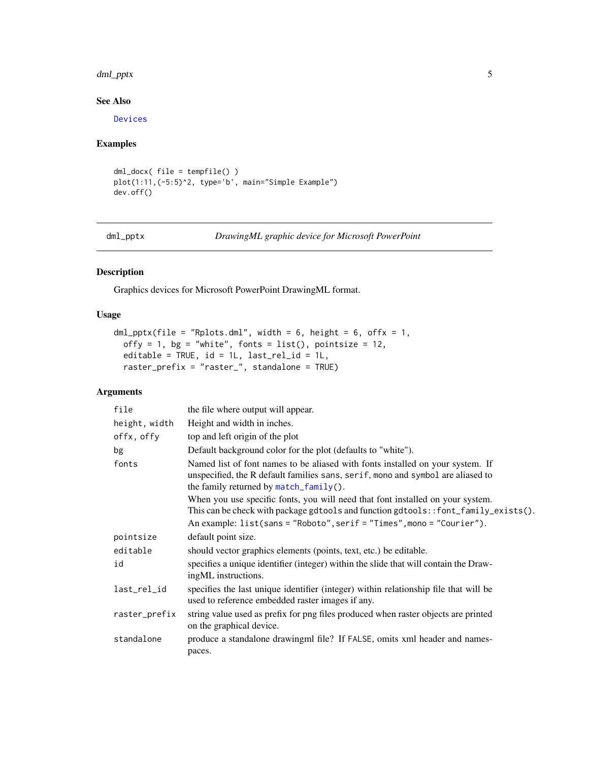## See Also

Devices

## Examples

```
dml_docx( file = tempfile() )
plot(1:11,(-5:5)^2, type='b', main="Simple Example")
dev.off()
```

---

# dml_pptx — *DrawingML graphic device for Microsoft PowerPoint*

## Description

Graphics devices for Microsoft PowerPoint DrawingML format.

## Usage

```
dml_pptx(file = "Rplots.dml", width = 6, height = 6, offx = 1,
  offy = 1, bg = "white", fonts = list(), pointsize = 12,
  editable = TRUE, id = 1L, last_rel_id = 1L,
  raster_prefix = "raster_", standalone = TRUE)
```

## Arguments

| | |
|---|---|
| `file` | the file where output will appear. |
| `height, width` | Height and width in inches. |
| `offx, offy` | top and left origin of the plot |
| `bg` | Default background color for the plot (defaults to "white"). |
| `fonts` | Named list of font names to be aliased with fonts installed on your system. If unspecified, the R default families `sans`, `serif`, `mono` and `symbol` are aliased to the family returned by `match_family()`.<br>When you use specific fonts, you will need that font installed on your system. This can be check with package `gdtools` and function `gdtools::font_family_exists()`.<br>An example: `list(sans = "Roboto",serif = "Times",mono = "Courier")`. |
| `pointsize` | default point size. |
| `editable` | should vector graphics elements (points, text, etc.) be editable. |
| `id` | specifies a unique identifier (integer) within the slide that will contain the DrawingML instructions. |
| `last_rel_id` | specifies the last unique identifier (integer) within relationship file that will be used to reference embedded raster images if any. |
| `raster_prefix` | string value used as prefix for png files produced when raster objects are printed on the graphical device. |
| `standalone` | produce a standalone drawingml file? If `FALSE`, omits xml header and namespaces. |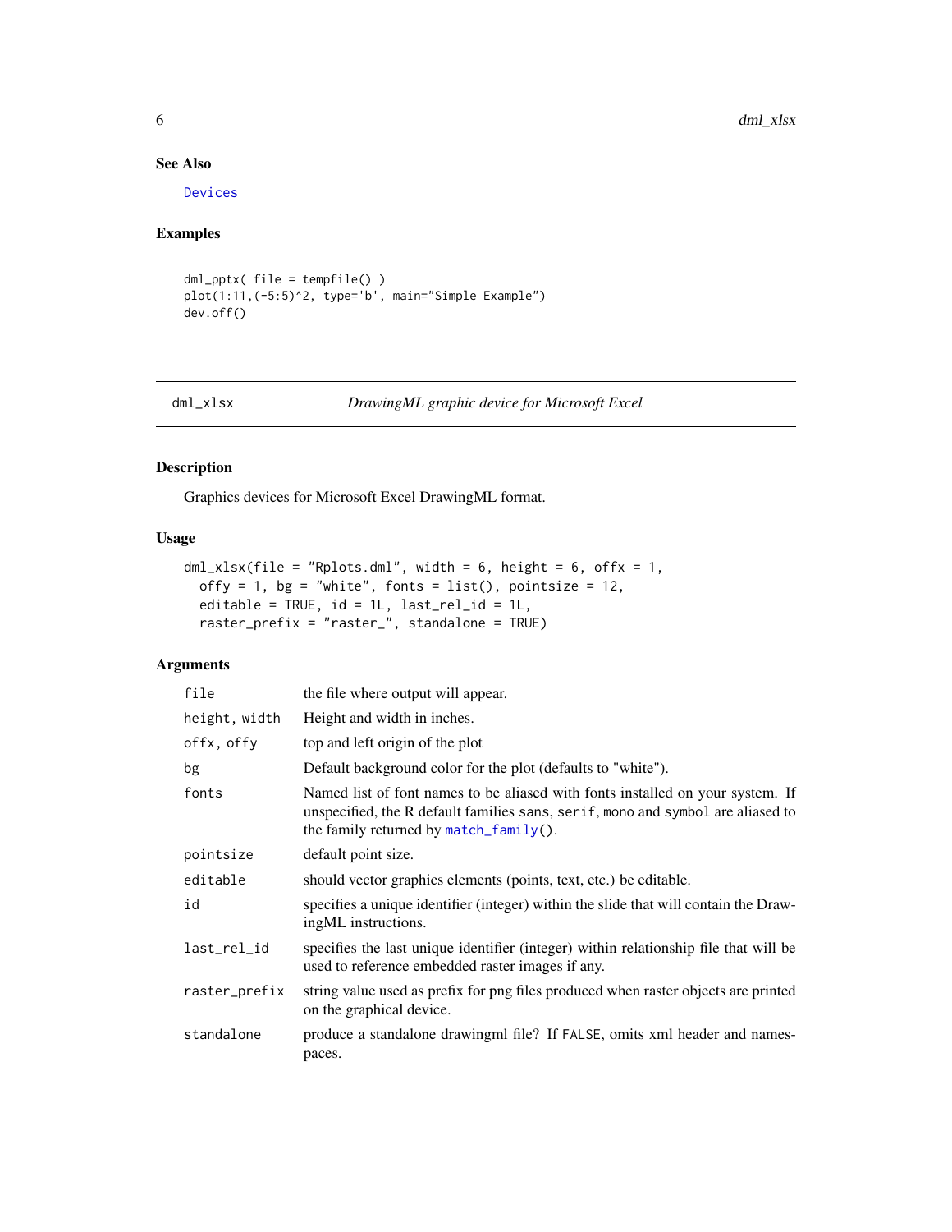### See Also

Devices

### Examples

```
dml_pptx( file = tempfile() )
plot(1:11,(-5:5)^2, type='b', main="Simple Example")
dev.off()
```

---

## dml_xlsx *DrawingML graphic device for Microsoft Excel*

### Description

Graphics devices for Microsoft Excel DrawingML format.

### Usage

```
dml_xlsx(file = "Rplots.dml", width = 6, height = 6, offx = 1,
  offy = 1, bg = "white", fonts = list(), pointsize = 12,
  editable = TRUE, id = 1L, last_rel_id = 1L,
  raster_prefix = "raster_", standalone = TRUE)
```

### Arguments

| | |
|---|---|
| file | the file where output will appear. |
| height, width | Height and width in inches. |
| offx, offy | top and left origin of the plot |
| bg | Default background color for the plot (defaults to "white"). |
| fonts | Named list of font names to be aliased with fonts installed on your system. If unspecified, the R default families sans, serif, mono and symbol are aliased to the family returned by match_family(). |
| pointsize | default point size. |
| editable | should vector graphics elements (points, text, etc.) be editable. |
| id | specifies a unique identifier (integer) within the slide that will contain the DrawingML instructions. |
| last_rel_id | specifies the last unique identifier (integer) within relationship file that will be used to reference embedded raster images if any. |
| raster_prefix | string value used as prefix for png files produced when raster objects are printed on the graphical device. |
| standalone | produce a standalone drawingml file? If FALSE, omits xml header and namespaces. |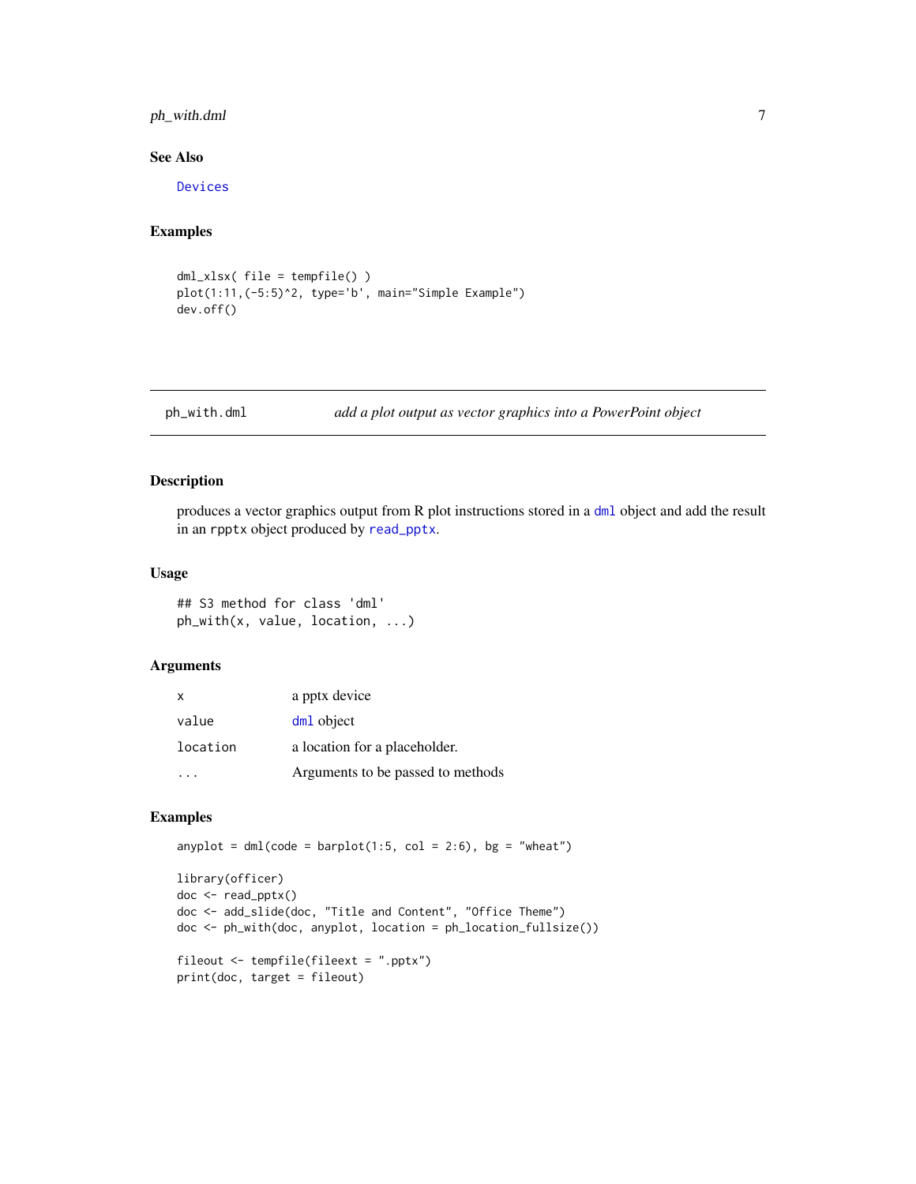### See Also

Devices

### Examples

```
dml_xlsx( file = tempfile() )
plot(1:11,(-5:5)^2, type='b', main="Simple Example")
dev.off()
```

---

## ph_with.dml — *add a plot output as vector graphics into a PowerPoint object*

---

### Description

produces a vector graphics output from R plot instructions stored in a dml object and add the result in an rpptx object produced by read_pptx.

### Usage

```
## S3 method for class 'dml'
ph_with(x, value, location, ...)
```

### Arguments

| | |
|---|---|
| x | a pptx device |
| value | dml object |
| location | a location for a placeholder. |
| ... | Arguments to be passed to methods |

### Examples

```
anyplot = dml(code = barplot(1:5, col = 2:6), bg = "wheat")

library(officer)
doc <- read_pptx()
doc <- add_slide(doc, "Title and Content", "Office Theme")
doc <- ph_with(doc, anyplot, location = ph_location_fullsize())

fileout <- tempfile(fileext = ".pptx")
print(doc, target = fileout)
```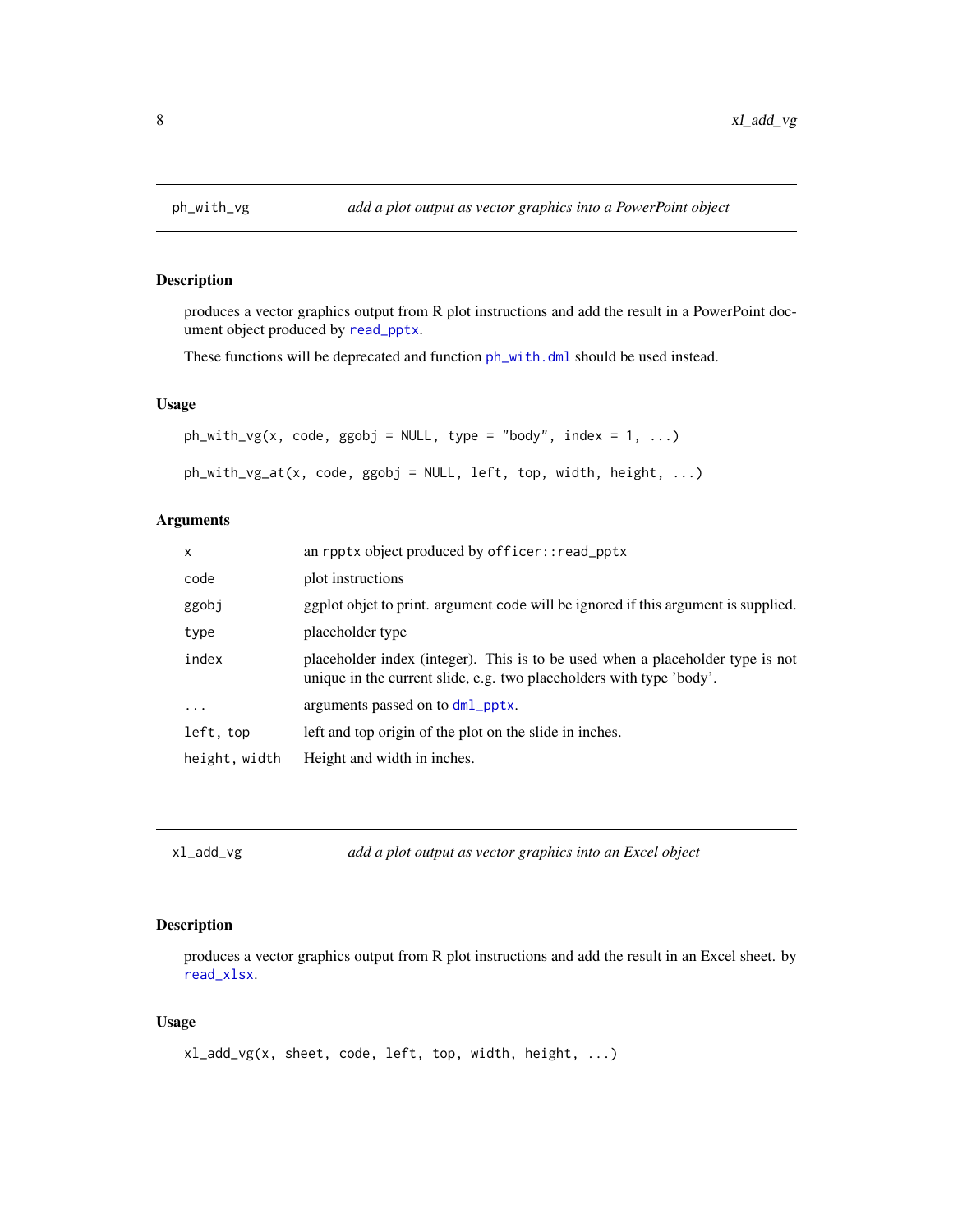## ph_with_vg — *add a plot output as vector graphics into a PowerPoint object*

### Description

produces a vector graphics output from R plot instructions and add the result in a PowerPoint document object produced by read_pptx.

These functions will be deprecated and function ph_with.dml should be used instead.

### Usage

```
ph_with_vg(x, code, ggobj = NULL, type = "body", index = 1, ...)

ph_with_vg_at(x, code, ggobj = NULL, left, top, width, height, ...)
```

### Arguments

| Argument | Description |
|---|---|
| x | an rpptx object produced by officer::read_pptx |
| code | plot instructions |
| ggobj | ggplot objet to print. argument code will be ignored if this argument is supplied. |
| type | placeholder type |
| index | placeholder index (integer). This is to be used when a placeholder type is not unique in the current slide, e.g. two placeholders with type 'body'. |
| ... | arguments passed on to dml_pptx. |
| left, top | left and top origin of the plot on the slide in inches. |
| height, width | Height and width in inches. |

## xl_add_vg — *add a plot output as vector graphics into an Excel object*

### Description

produces a vector graphics output from R plot instructions and add the result in an Excel sheet. by read_xlsx.

### Usage

```
xl_add_vg(x, sheet, code, left, top, width, height, ...)
```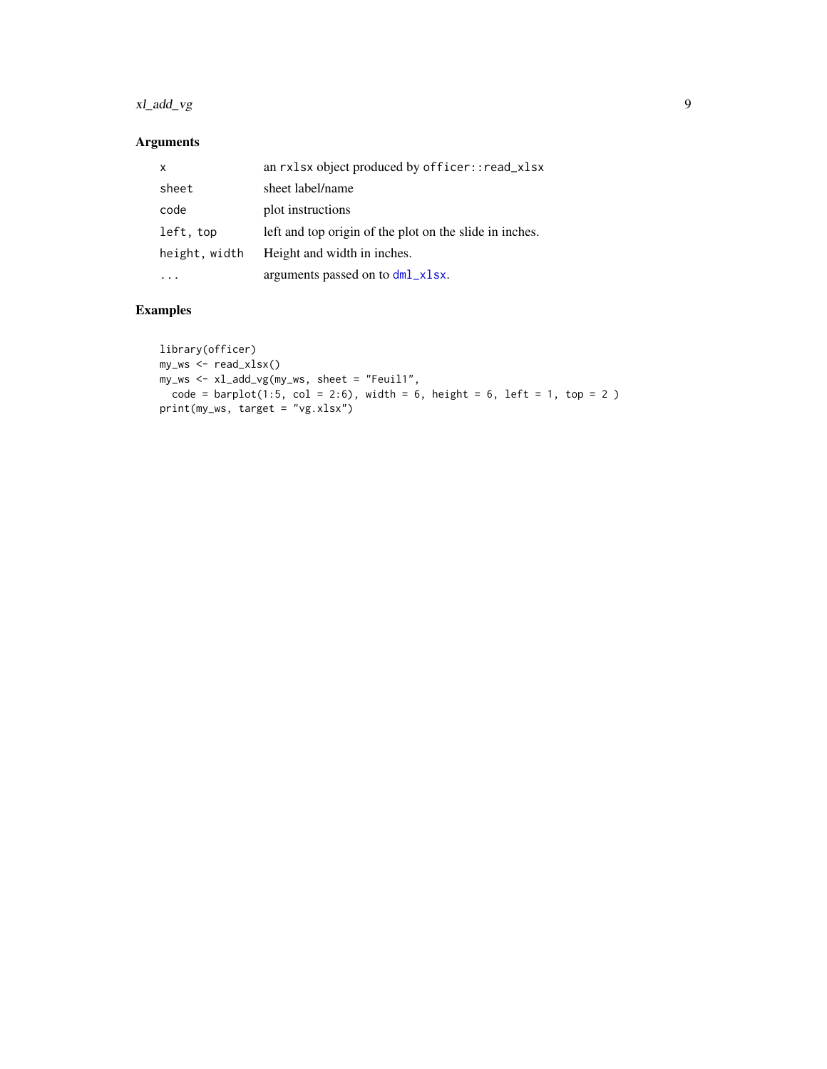## Arguments

| | |
|---|---|
| `x` | an `rxlsx` object produced by `officer::read_xlsx` |
| `sheet` | sheet label/name |
| `code` | plot instructions |
| `left, top` | left and top origin of the plot on the slide in inches. |
| `height, width` | Height and width in inches. |
| `...` | arguments passed on to `dml_xlsx`. |

## Examples

```
library(officer)
my_ws <- read_xlsx()
my_ws <- xl_add_vg(my_ws, sheet = "Feuil1",
  code = barplot(1:5, col = 2:6), width = 6, height = 6, left = 1, top = 2 )
print(my_ws, target = "vg.xlsx")
```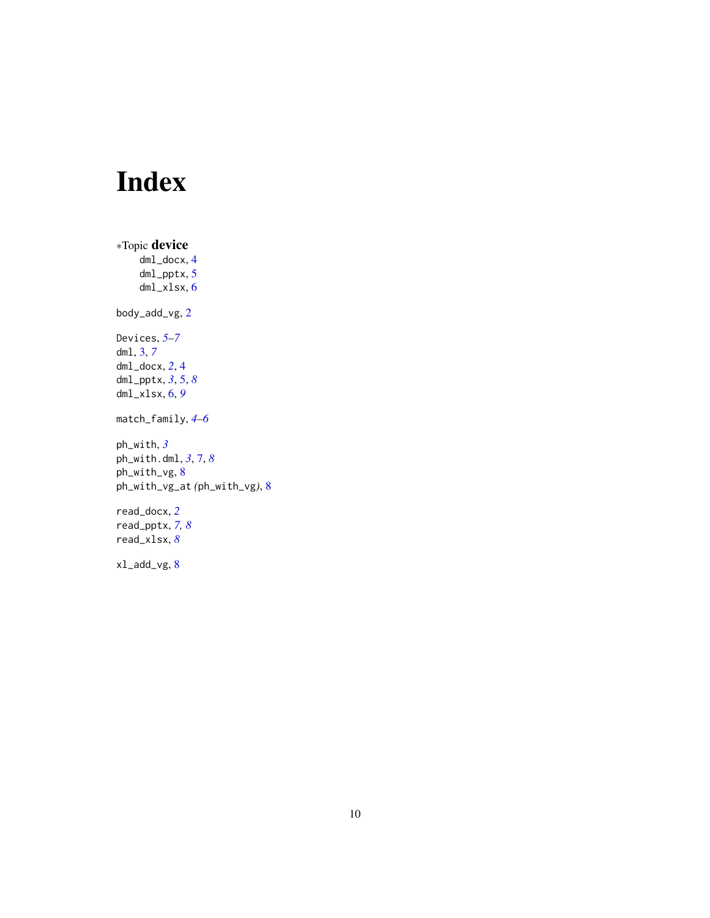# Index

*Topic **device**

dml_docx, 4
dml_pptx, 5
dml_xlsx, 6

body_add_vg, 2

Devices, *5–7*
dml, 3, *7*
dml_docx, *2*, 4
dml_pptx, *3*, 5, *8*
dml_xlsx, 6, *9*

match_family, *4–6*

ph_with, *3*
ph_with.dml, *3*, 7, *8*
ph_with_vg, 8
ph_with_vg_at (ph_with_vg), 8

read_docx, *2*
read_pptx, *7, 8*
read_xlsx, *8*

xl_add_vg, 8